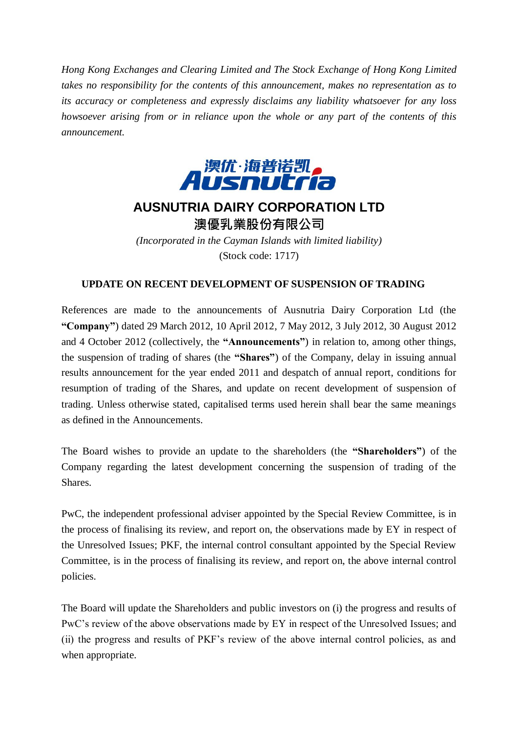*Hong Kong Exchanges and Clearing Limited and The Stock Exchange of Hong Kong Limited takes no responsibility for the contents of this announcement, makes no representation as to its accuracy or completeness and expressly disclaims any liability whatsoever for any loss howsoever arising from or in reliance upon the whole or any part of the contents of this announcement.*

# AUSNUTRIA DAIRY CORPORATION LTD
# 澳優乳業股份有限公司

*(Incorporated in the Cayman Islands with limited liability)*

(Stock code: 1717)

## UPDATE ON RECENT DEVELOPMENT OF SUSPENSION OF TRADING

References are made to the announcements of Ausnutria Dairy Corporation Ltd (the **"Company"**) dated 29 March 2012, 10 April 2012, 7 May 2012, 3 July 2012, 30 August 2012 and 4 October 2012 (collectively, the **"Announcements"**) in relation to, among other things, the suspension of trading of shares (the **"Shares"**) of the Company, delay in issuing annual results announcement for the year ended 2011 and despatch of annual report, conditions for resumption of trading of the Shares, and update on recent development of suspension of trading. Unless otherwise stated, capitalised terms used herein shall bear the same meanings as defined in the Announcements.

The Board wishes to provide an update to the shareholders (the **"Shareholders"**) of the Company regarding the latest development concerning the suspension of trading of the Shares.

PwC, the independent professional adviser appointed by the Special Review Committee, is in the process of finalising its review, and report on, the observations made by EY in respect of the Unresolved Issues; PKF, the internal control consultant appointed by the Special Review Committee, is in the process of finalising its review, and report on, the above internal control policies.

The Board will update the Shareholders and public investors on (i) the progress and results of PwC's review of the above observations made by EY in respect of the Unresolved Issues; and (ii) the progress and results of PKF's review of the above internal control policies, as and when appropriate.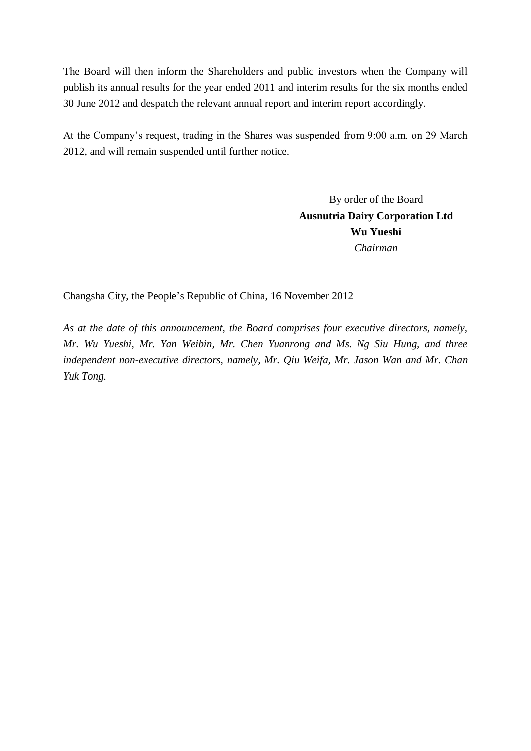The Board will then inform the Shareholders and public investors when the Company will publish its annual results for the year ended 2011 and interim results for the six months ended 30 June 2012 and despatch the relevant annual report and interim report accordingly.

At the Company's request, trading in the Shares was suspended from 9:00 a.m. on 29 March 2012, and will remain suspended until further notice.

By order of the Board
**Ausnutria Dairy Corporation Ltd**
**Wu Yueshi**
*Chairman*

Changsha City, the People's Republic of China, 16 November 2012

*As at the date of this announcement, the Board comprises four executive directors, namely, Mr. Wu Yueshi, Mr. Yan Weibin, Mr. Chen Yuanrong and Ms. Ng Siu Hung, and three independent non-executive directors, namely, Mr. Qiu Weifa, Mr. Jason Wan and Mr. Chan Yuk Tong.*